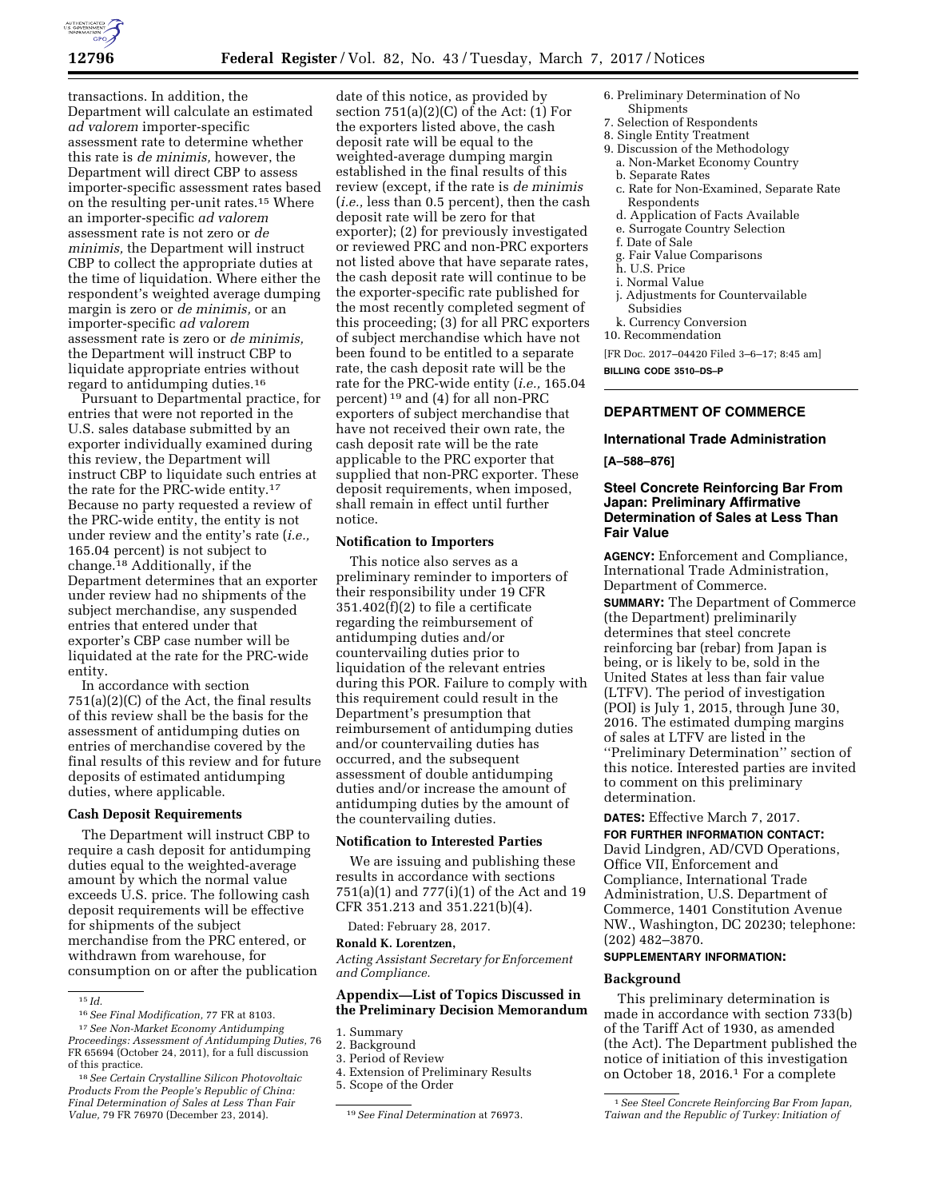transactions. In addition, the Department will calculate an estimated *ad valorem* importer-specific assessment rate to determine whether this rate is *de minimis,* however, the Department will direct CBP to assess importer-specific assessment rates based on the resulting per-unit rates.[15] Where an importer-specific *ad valorem* assessment rate is not zero or *de minimis,* the Department will instruct CBP to collect the appropriate duties at the time of liquidation. Where either the respondent's weighted average dumping margin is zero or *de minimis,* or an importer-specific *ad valorem* assessment rate is zero or *de minimis,* the Department will instruct CBP to liquidate appropriate entries without regard to antidumping duties.[16]

Pursuant to Departmental practice, for entries that were not reported in the U.S. sales database submitted by an exporter individually examined during this review, the Department will instruct CBP to liquidate such entries at the rate for the PRC-wide entity.[17] Because no party requested a review of the PRC-wide entity, the entity is not under review and the entity's rate (*i.e.,* 165.04 percent) is not subject to change.[18] Additionally, if the Department determines that an exporter under review had no shipments of the subject merchandise, any suspended entries that entered under that exporter's CBP case number will be liquidated at the rate for the PRC-wide entity.

In accordance with section 751(a)(2)(C) of the Act, the final results of this review shall be the basis for the assessment of antidumping duties on entries of merchandise covered by the final results of this review and for future deposits of estimated antidumping duties, where applicable.

**Cash Deposit Requirements**

The Department will instruct CBP to require a cash deposit for antidumping duties equal to the weighted-average amount by which the normal value exceeds U.S. price. The following cash deposit requirements will be effective for shipments of the subject merchandise from the PRC entered, or withdrawn from warehouse, for consumption on or after the publication date of this notice, as provided by section 751(a)(2)(C) of the Act: (1) For the exporters listed above, the cash deposit rate will be equal to the weighted-average dumping margin established in the final results of this review (except, if the rate is *de minimis* (*i.e.,* less than 0.5 percent), then the cash deposit rate will be zero for that exporter); (2) for previously investigated or reviewed PRC and non-PRC exporters not listed above that have separate rates, the cash deposit rate will continue to be the exporter-specific rate published for the most recently completed segment of this proceeding; (3) for all PRC exporters of subject merchandise which have not been found to be entitled to a separate rate, the cash deposit rate will be the rate for the PRC-wide entity (*i.e.,* 165.04 percent)[19] and (4) for all non-PRC exporters of subject merchandise that have not received their own rate, the cash deposit rate will be the rate applicable to the PRC exporter that supplied that non-PRC exporter. These deposit requirements, when imposed, shall remain in effect until further notice.

**Notification to Importers**

This notice also serves as a preliminary reminder to importers of their responsibility under 19 CFR 351.402(f)(2) to file a certificate regarding the reimbursement of antidumping duties and/or countervailing duties prior to liquidation of the relevant entries during this POR. Failure to comply with this requirement could result in the Department's presumption that reimbursement of antidumping duties and/or countervailing duties has occurred, and the subsequent assessment of double antidumping duties and/or increase the amount of antidumping duties by the amount of the countervailing duties.

**Notification to Interested Parties**

We are issuing and publishing these results in accordance with sections 751(a)(1) and 777(i)(1) of the Act and 19 CFR 351.213 and 351.221(b)(4).

Dated: February 28, 2017.

**Ronald K. Lorentzen,**

*Acting Assistant Secretary for Enforcement and Compliance.*

**Appendix—List of Topics Discussed in the Preliminary Decision Memorandum**

1. Summary
2. Background
3. Period of Review
4. Extension of Preliminary Results
5. Scope of the Order
6. Preliminary Determination of No Shipments
7. Selection of Respondents
8. Single Entity Treatment
9. Discussion of the Methodology
   a. Non-Market Economy Country
   b. Separate Rates
   c. Rate for Non-Examined, Separate Rate Respondents
   d. Application of Facts Available
   e. Surrogate Country Selection
   f. Date of Sale
   g. Fair Value Comparisons
   h. U.S. Price
   i. Normal Value
   j. Adjustments for Countervailable Subsidies
   k. Currency Conversion
10. Recommendation

[FR Doc. 2017–04420 Filed 3–6–17; 8:45 am]

**BILLING CODE 3510–DS–P**

[15] *Id.*

[16] *See Final Modification,* 77 FR at 8103.

[17] *See Non-Market Economy Antidumping Proceedings: Assessment of Antidumping Duties,* 76 FR 65694 (October 24, 2011), for a full discussion of this practice.

[18] *See Certain Crystalline Silicon Photovoltaic Products From the People's Republic of China: Final Determination of Sales at Less Than Fair Value,* 79 FR 76970 (December 23, 2014).

[19] *See Final Determination* at 76973.

## DEPARTMENT OF COMMERCE

### International Trade Administration

**[A–588–876]**

### Steel Concrete Reinforcing Bar From Japan: Preliminary Affirmative Determination of Sales at Less Than Fair Value

**AGENCY:** Enforcement and Compliance, International Trade Administration, Department of Commerce.

**SUMMARY:** The Department of Commerce (the Department) preliminarily determines that steel concrete reinforcing bar (rebar) from Japan is being, or is likely to be, sold in the United States at less than fair value (LTFV). The period of investigation (POI) is July 1, 2015, through June 30, 2016. The estimated dumping margins of sales at LTFV are listed in the ''Preliminary Determination'' section of this notice. Interested parties are invited to comment on this preliminary determination.

**DATES:** Effective March 7, 2017.

**FOR FURTHER INFORMATION CONTACT:** David Lindgren, AD/CVD Operations, Office VII, Enforcement and Compliance, International Trade Administration, U.S. Department of Commerce, 1401 Constitution Avenue NW., Washington, DC 20230; telephone: (202) 482–3870.

**SUPPLEMENTARY INFORMATION:**

**Background**

This preliminary determination is made in accordance with section 733(b) of the Tariff Act of 1930, as amended (the Act). The Department published the notice of initiation of this investigation on October 18, 2016.[1] For a complete

[1] *See Steel Concrete Reinforcing Bar From Japan, Taiwan and the Republic of Turkey: Initiation of*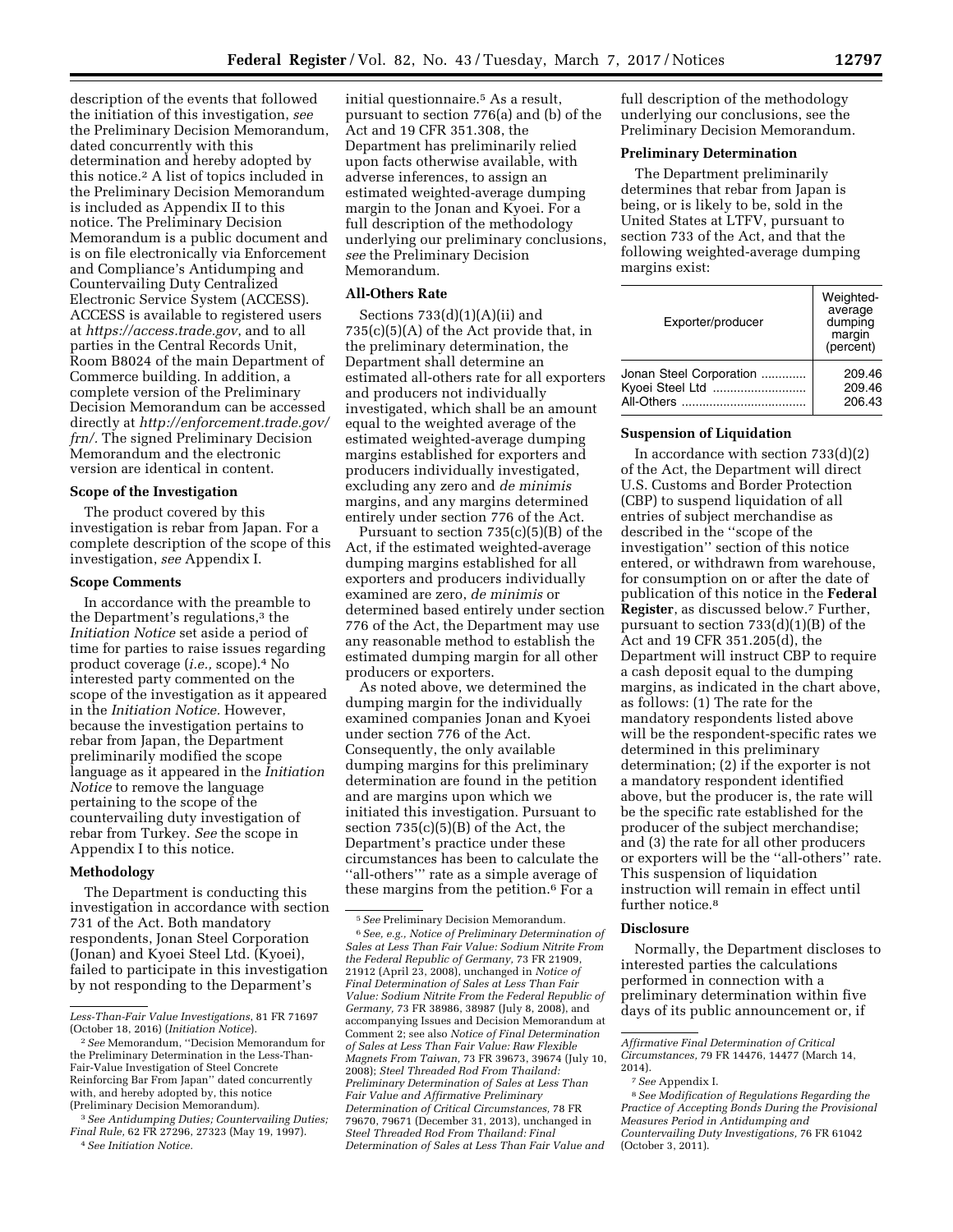description of the events that followed the initiation of this investigation, *see* the Preliminary Decision Memorandum, dated concurrently with this determination and hereby adopted by this notice.[2] A list of topics included in the Preliminary Decision Memorandum is included as Appendix II to this notice. The Preliminary Decision Memorandum is a public document and is on file electronically via Enforcement and Compliance's Antidumping and Countervailing Duty Centralized Electronic Service System (ACCESS). ACCESS is available to registered users at *https://access.trade.gov*, and to all parties in the Central Records Unit, Room B8024 of the main Department of Commerce building. In addition, a complete version of the Preliminary Decision Memorandum can be accessed directly at *http://enforcement.trade.gov/frn/*. The signed Preliminary Decision Memorandum and the electronic version are identical in content.

### Scope of the Investigation

The product covered by this investigation is rebar from Japan. For a complete description of the scope of this investigation, *see* Appendix I.

### Scope Comments

In accordance with the preamble to the Department's regulations,[3] the *Initiation Notice* set aside a period of time for parties to raise issues regarding product coverage (*i.e.,* scope).[4] No interested party commented on the scope of the investigation as it appeared in the *Initiation Notice*. However, because the investigation pertains to rebar from Japan, the Department preliminarily modified the scope language as it appeared in the *Initiation Notice* to remove the language pertaining to the scope of the countervailing duty investigation of rebar from Turkey. *See* the scope in Appendix I to this notice.

### Methodology

The Department is conducting this investigation in accordance with section 731 of the Act. Both mandatory respondents, Jonan Steel Corporation (Jonan) and Kyoei Steel Ltd. (Kyoei), failed to participate in this investigation by not responding to the Deparment's initial questionnaire.[5] As a result, pursuant to section 776(a) and (b) of the Act and 19 CFR 351.308, the Department has preliminarily relied upon facts otherwise available, with adverse inferences, to assign an estimated weighted-average dumping margin to the Jonan and Kyoei. For a full description of the methodology underlying our preliminary conclusions, *see* the Preliminary Decision Memorandum.

### All-Others Rate

Sections 733(d)(1)(A)(ii) and 735(c)(5)(A) of the Act provide that, in the preliminary determination, the Department shall determine an estimated all-others rate for all exporters and producers not individually investigated, which shall be an amount equal to the weighted average of the estimated weighted-average dumping margins established for exporters and producers individually investigated, excluding any zero and *de minimis* margins, and any margins determined entirely under section 776 of the Act.

Pursuant to section 735(c)(5)(B) of the Act, if the estimated weighted-average dumping margins established for all exporters and producers individually examined are zero, *de minimis* or determined based entirely under section 776 of the Act, the Department may use any reasonable method to establish the estimated dumping margin for all other producers or exporters.

As noted above, we determined the dumping margin for the individually examined companies Jonan and Kyoei under section 776 of the Act. Consequently, the only available dumping margins for this preliminary determination are found in the petition and are margins upon which we initiated this investigation. Pursuant to section 735(c)(5)(B) of the Act, the Department's practice under these circumstances has been to calculate the ''all-others''' rate as a simple average of these margins from the petition.[6] For a full description of the methodology underlying our conclusions, see the Preliminary Decision Memorandum.

### Preliminary Determination

The Department preliminarily determines that rebar from Japan is being, or is likely to be, sold in the United States at LTFV, pursuant to section 733 of the Act, and that the following weighted-average dumping margins exist:

| Exporter/producer | Weighted-average dumping margin (percent) |
|---|---|
| Jonan Steel Corporation | 209.46 |
| Kyoei Steel Ltd | 209.46 |
| All-Others | 206.43 |

### Suspension of Liquidation

In accordance with section 733(d)(2) of the Act, the Department will direct U.S. Customs and Border Protection (CBP) to suspend liquidation of all entries of subject merchandise as described in the ''scope of the investigation'' section of this notice entered, or withdrawn from warehouse, for consumption on or after the date of publication of this notice in the **Federal Register**, as discussed below.[7] Further, pursuant to section 733(d)(1)(B) of the Act and 19 CFR 351.205(d), the Department will instruct CBP to require a cash deposit equal to the dumping margins, as indicated in the chart above, as follows: (1) The rate for the mandatory respondents listed above will be the respondent-specific rates we determined in this preliminary determination; (2) if the exporter is not a mandatory respondent identified above, but the producer is, the rate will be the specific rate established for the producer of the subject merchandise; and (3) the rate for all other producers or exporters will be the ''all-others'' rate. This suspension of liquidation instruction will remain in effect until further notice.[8]

### Disclosure

Normally, the Department discloses to interested parties the calculations performed in connection with a preliminary determination within five days of its public announcement or, if

---

*Less-Than-Fair Value Investigations*, 81 FR 71697 (October 18, 2016) (*Initiation Notice*).

[2] *See* Memorandum, ''Decision Memorandum for the Preliminary Determination in the Less-Than-Fair-Value Investigation of Steel Concrete Reinforcing Bar From Japan'' dated concurrently with, and hereby adopted by, this notice (Preliminary Decision Memorandum).

[3] *See Antidumping Duties; Countervailing Duties; Final Rule,* 62 FR 27296, 27323 (May 19, 1997).

[4] *See Initiation Notice.*

[5] *See* Preliminary Decision Memorandum.

[6] *See, e.g., Notice of Preliminary Determination of Sales at Less Than Fair Value: Sodium Nitrite From the Federal Republic of Germany,* 73 FR 21909, 21912 (April 23, 2008), unchanged in *Notice of Final Determination of Sales at Less Than Fair Value: Sodium Nitrite From the Federal Republic of Germany,* 73 FR 38986, 38987 (July 8, 2008), and accompanying Issues and Decision Memorandum at Comment 2; see also *Notice of Final Determination of Sales at Less Than Fair Value: Raw Flexible Magnets From Taiwan,* 73 FR 39673, 39674 (July 10, 2008); *Steel Threaded Rod From Thailand: Preliminary Determination of Sales at Less Than Fair Value and Affirmative Preliminary Determination of Critical Circumstances,* 78 FR 79670, 79671 (December 31, 2013), unchanged in *Steel Threaded Rod From Thailand: Final Determination of Sales at Less Than Fair Value and Affirmative Final Determination of Critical Circumstances,* 79 FR 14476, 14477 (March 14, 2014).

[7] *See* Appendix I.

[8] *See Modification of Regulations Regarding the Practice of Accepting Bonds During the Provisional Measures Period in Antidumping and Countervailing Duty Investigations,* 76 FR 61042 (October 3, 2011).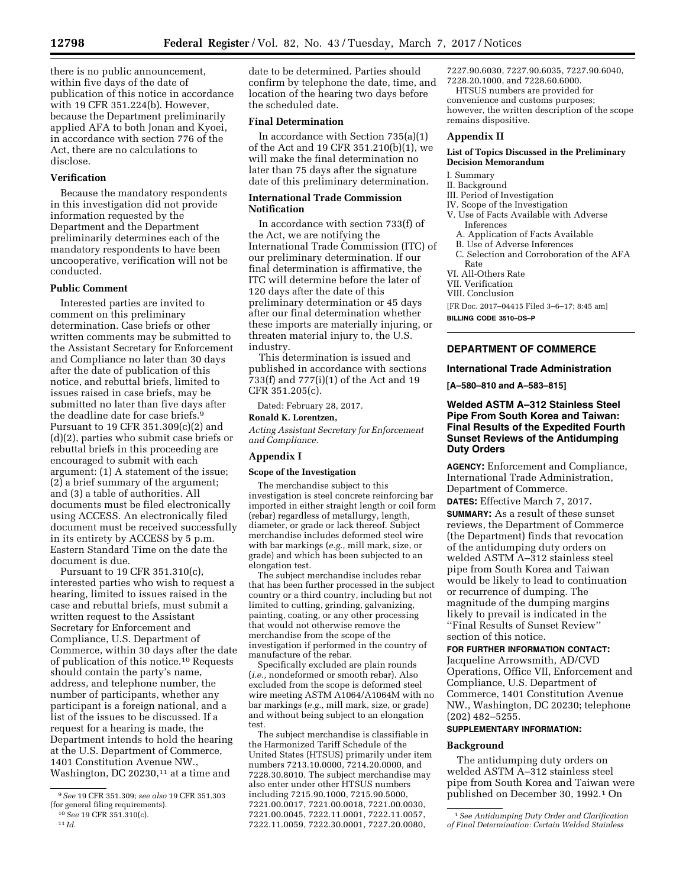there is no public announcement, within five days of the date of publication of this notice in accordance with 19 CFR 351.224(b). However, because the Department preliminarily applied AFA to both Jonan and Kyoei, in accordance with section 776 of the Act, there are no calculations to disclose.

### Verification

Because the mandatory respondents in this investigation did not provide information requested by the Department and the Department preliminarily determines each of the mandatory respondents to have been uncooperative, verification will not be conducted.

### Public Comment

Interested parties are invited to comment on this preliminary determination. Case briefs or other written comments may be submitted to the Assistant Secretary for Enforcement and Compliance no later than 30 days after the date of publication of this notice, and rebuttal briefs, limited to issues raised in case briefs, may be submitted no later than five days after the deadline date for case briefs.[9] Pursuant to 19 CFR 351.309(c)(2) and (d)(2), parties who submit case briefs or rebuttal briefs in this proceeding are encouraged to submit with each argument: (1) A statement of the issue; (2) a brief summary of the argument; and (3) a table of authorities. All documents must be filed electronically using ACCESS. An electronically filed document must be received successfully in its entirety by ACCESS by 5 p.m. Eastern Standard Time on the date the document is due.

Pursuant to 19 CFR 351.310(c), interested parties who wish to request a hearing, limited to issues raised in the case and rebuttal briefs, must submit a written request to the Assistant Secretary for Enforcement and Compliance, U.S. Department of Commerce, within 30 days after the date of publication of this notice.[10] Requests should contain the party's name, address, and telephone number, the number of participants, whether any participant is a foreign national, and a list of the issues to be discussed. If a request for a hearing is made, the Department intends to hold the hearing at the U.S. Department of Commerce, 1401 Constitution Avenue NW., Washington, DC 20230,[11] at a time and date to be determined. Parties should confirm by telephone the date, time, and location of the hearing two days before the scheduled date.

### Final Determination

In accordance with Section 735(a)(1) of the Act and 19 CFR 351.210(b)(1), we will make the final determination no later than 75 days after the signature date of this preliminary determination.

### International Trade Commission Notification

In accordance with section 733(f) of the Act, we are notifying the International Trade Commission (ITC) of our preliminary determination. If our final determination is affirmative, the ITC will determine before the later of 120 days after the date of this preliminary determination or 45 days after our final determination whether these imports are materially injuring, or threaten material injury to, the U.S. industry.

This determination is issued and published in accordance with sections 733(f) and 777(i)(1) of the Act and 19 CFR 351.205(c).

Dated: February 28, 2017.

**Ronald K. Lorentzen,**

*Acting Assistant Secretary for Enforcement and Compliance.*

### Appendix I

#### Scope of the Investigation

The merchandise subject to this investigation is steel concrete reinforcing bar imported in either straight length or coil form (rebar) regardless of metallurgy, length, diameter, or grade or lack thereof. Subject merchandise includes deformed steel wire with bar markings (*e.g.,* mill mark, size, or grade) and which has been subjected to an elongation test.

The subject merchandise includes rebar that has been further processed in the subject country or a third country, including but not limited to cutting, grinding, galvanizing, painting, coating, or any other processing that would not otherwise remove the merchandise from the scope of the investigation if performed in the country of manufacture of the rebar.

Specifically excluded are plain rounds (*i.e.,* nondeformed or smooth rebar). Also excluded from the scope is deformed steel wire meeting ASTM A1064/A1064M with no bar markings (*e.g.,* mill mark, size, or grade) and without being subject to an elongation test.

The subject merchandise is classifiable in the Harmonized Tariff Schedule of the United States (HTSUS) primarily under item numbers 7213.10.0000, 7214.20.0000, and 7228.30.8010. The subject merchandise may also enter under other HTSUS numbers including 7215.90.1000, 7215.90.5000, 7221.00.0017, 7221.00.0018, 7221.00.0030, 7221.00.0045, 7222.11.0001, 7222.11.0057, 7222.11.0059, 7222.30.0001, 7227.20.0080, 7227.90.6030, 7227.90.6035, 7227.90.6040, 7228.20.1000, and 7228.60.6000.

HTSUS numbers are provided for convenience and customs purposes; however, the written description of the scope remains dispositive.

### Appendix II

#### List of Topics Discussed in the Preliminary Decision Memorandum

I. Summary
II. Background
III. Period of Investigation
IV. Scope of the Investigation
V. Use of Facts Available with Adverse Inferences
 A. Application of Facts Available
 B. Use of Adverse Inferences
 C. Selection and Corroboration of the AFA Rate
VI. All-Others Rate
VII. Verification
VIII. Conclusion

[FR Doc. 2017–04415 Filed 3–6–17; 8:45 am]

**BILLING CODE 3510–DS–P**

---

## DEPARTMENT OF COMMERCE

### International Trade Administration

**[A–580–810 and A–583–815]**

### Welded ASTM A–312 Stainless Steel Pipe From South Korea and Taiwan: Final Results of the Expedited Fourth Sunset Reviews of the Antidumping Duty Orders

**AGENCY:** Enforcement and Compliance, International Trade Administration, Department of Commerce.

**DATES:** Effective March 7, 2017.

**SUMMARY:** As a result of these sunset reviews, the Department of Commerce (the Department) finds that revocation of the antidumping duty orders on welded ASTM A–312 stainless steel pipe from South Korea and Taiwan would be likely to lead to continuation or recurrence of dumping. The magnitude of the dumping margins likely to prevail is indicated in the ''Final Results of Sunset Review'' section of this notice.

**FOR FURTHER INFORMATION CONTACT:** Jacqueline Arrowsmith, AD/CVD Operations, Office VII, Enforcement and Compliance, U.S. Department of Commerce, 1401 Constitution Avenue NW., Washington, DC 20230; telephone (202) 482–5255.

**SUPPLEMENTARY INFORMATION:**

### Background

The antidumping duty orders on welded ASTM A–312 stainless steel pipe from South Korea and Taiwan were published on December 30, 1992.[1] On

---

[9] *See* 19 CFR 351.309; *see also* 19 CFR 351.303 (for general filing requirements).

[10] *See* 19 CFR 351.310(c).

[11] *Id.*

[1] *See Antidumping Duty Order and Clarification of Final Determination: Certain Welded Stainless*